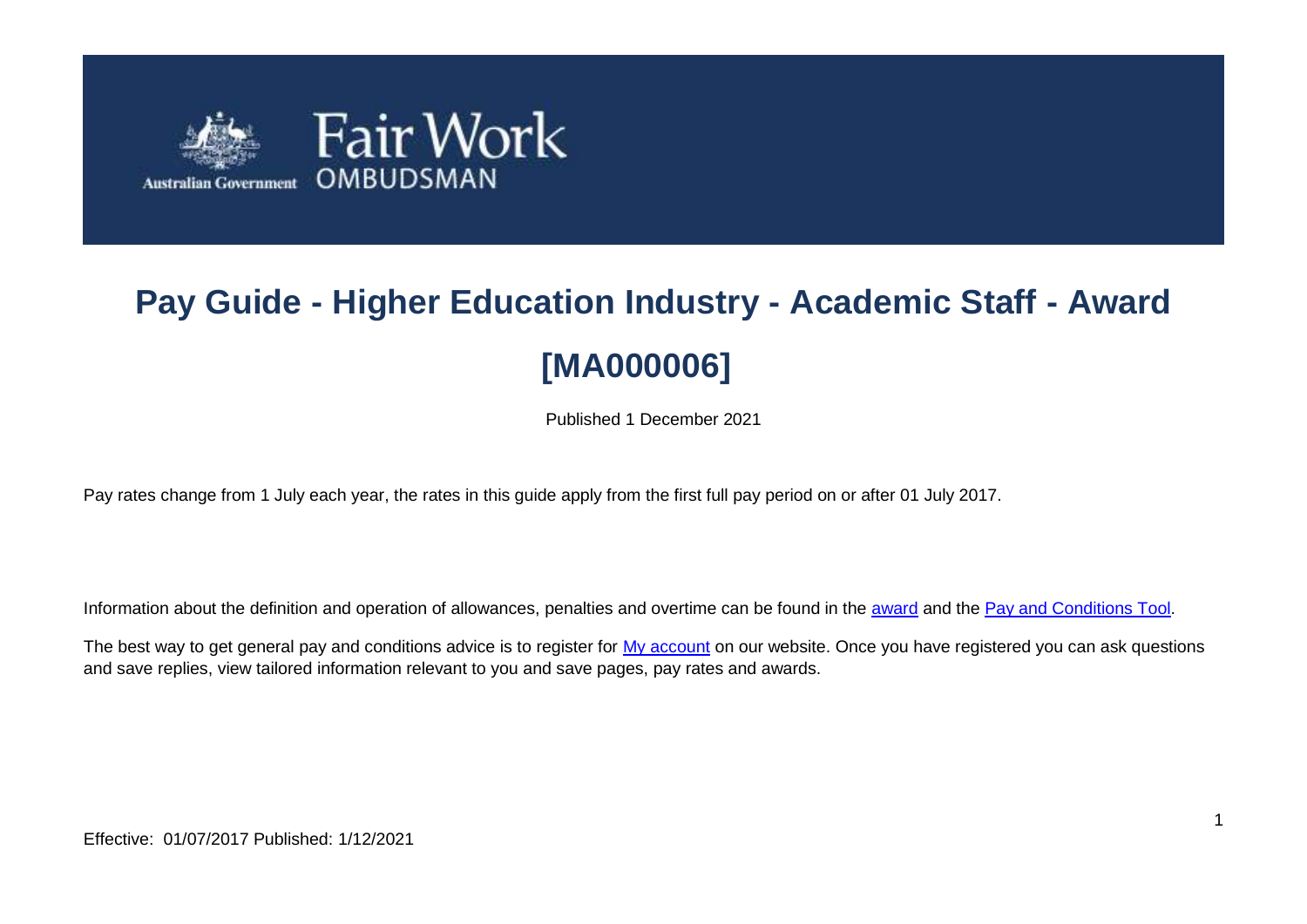Fair Work OMBUDSMAN

Australian Government

# Pay Guide - Higher Education Industry - Academic Staff - Award [MA000006]

Published 1 December 2021

Pay rates change from 1 July each year, the rates in this guide apply from the first full pay period on or after 01 July 2017.

Information about the definition and operation of allowances, penalties and overtime can be found in the award and the Pay and Conditions Tool.

The best way to get general pay and conditions advice is to register for My account on our website. Once you have registered you can ask questions and save replies, view tailored information relevant to you and save pages, pay rates and awards.

Effective: 01/07/2017 Published: 1/12/2021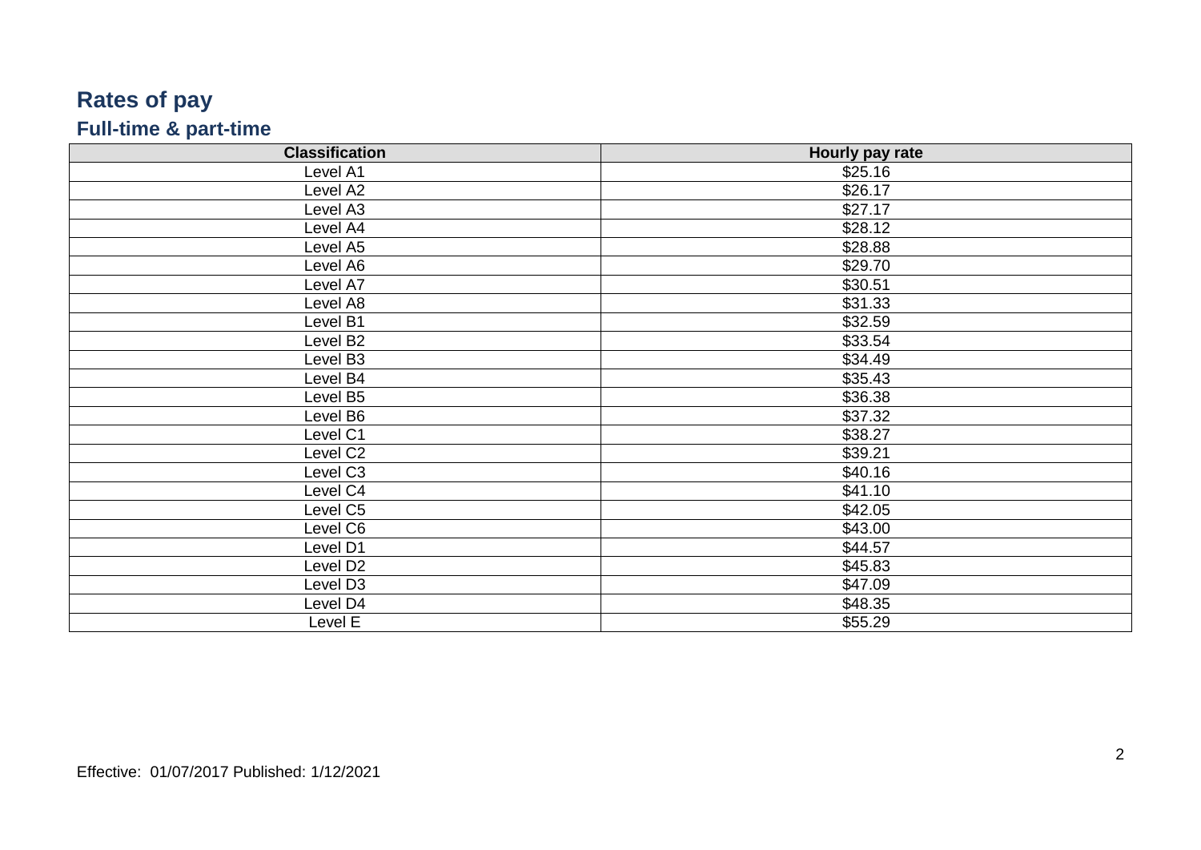# Rates of pay

## Full-time & part-time

| Classification | Hourly pay rate |
|---|---|
| Level A1 | $25.16 |
| Level A2 | $26.17 |
| Level A3 | $27.17 |
| Level A4 | $28.12 |
| Level A5 | $28.88 |
| Level A6 | $29.70 |
| Level A7 | $30.51 |
| Level A8 | $31.33 |
| Level B1 | $32.59 |
| Level B2 | $33.54 |
| Level B3 | $34.49 |
| Level B4 | $35.43 |
| Level B5 | $36.38 |
| Level B6 | $37.32 |
| Level C1 | $38.27 |
| Level C2 | $39.21 |
| Level C3 | $40.16 |
| Level C4 | $41.10 |
| Level C5 | $42.05 |
| Level C6 | $43.00 |
| Level D1 | $44.57 |
| Level D2 | $45.83 |
| Level D3 | $47.09 |
| Level D4 | $48.35 |
| Level E | $55.29 |

Effective: 01/07/2017 Published: 1/12/2021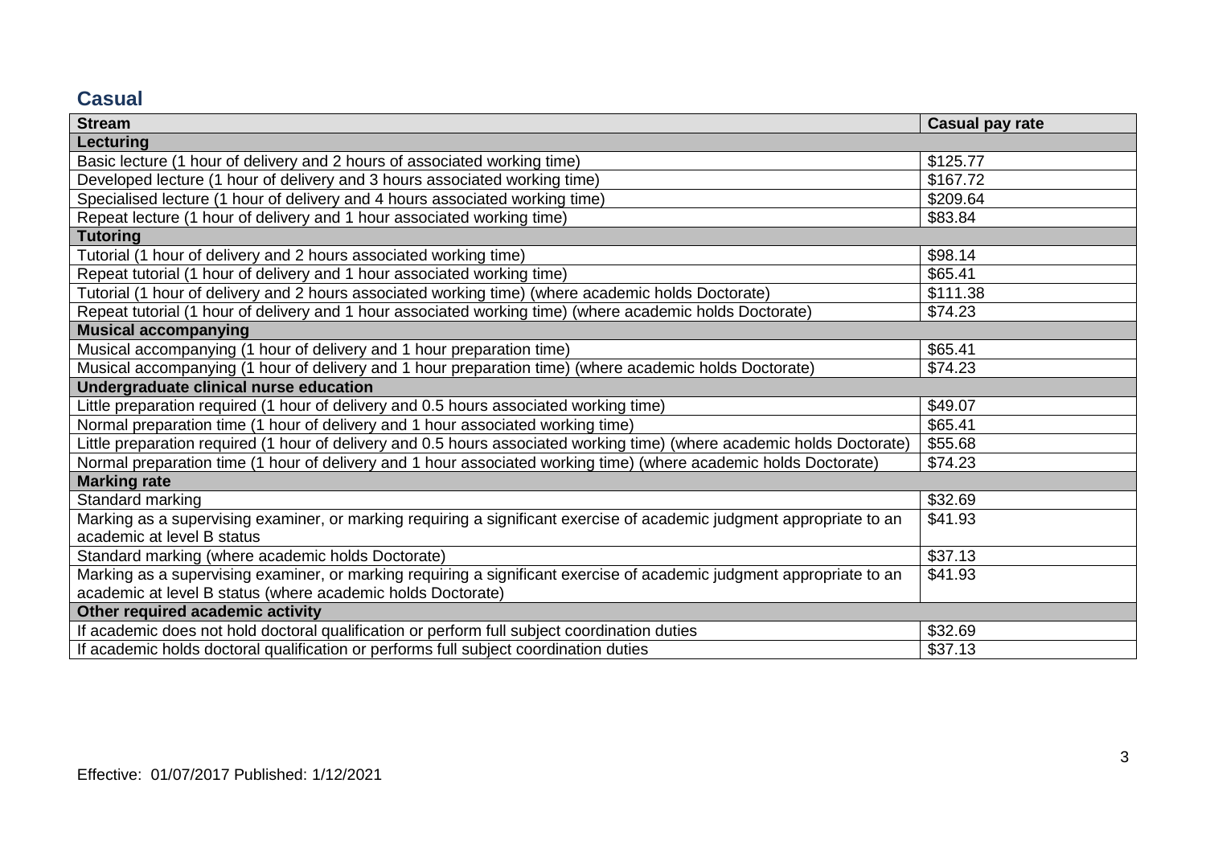## Casual

| Stream | Casual pay rate |
| --- | --- |
| **Lecturing** | |
| Basic lecture (1 hour of delivery and 2 hours of associated working time) | $125.77 |
| Developed lecture (1 hour of delivery and 3 hours associated working time) | $167.72 |
| Specialised lecture (1 hour of delivery and 4 hours associated working time) | $209.64 |
| Repeat lecture (1 hour of delivery and 1 hour associated working time) | $83.84 |
| **Tutoring** | |
| Tutorial (1 hour of delivery and 2 hours associated working time) | $98.14 |
| Repeat tutorial (1 hour of delivery and 1 hour associated working time) | $65.41 |
| Tutorial (1 hour of delivery and 2 hours associated working time) (where academic holds Doctorate) | $111.38 |
| Repeat tutorial (1 hour of delivery and 1 hour associated working time) (where academic holds Doctorate) | $74.23 |
| **Musical accompanying** | |
| Musical accompanying (1 hour of delivery and 1 hour preparation time) | $65.41 |
| Musical accompanying (1 hour of delivery and 1 hour preparation time) (where academic holds Doctorate) | $74.23 |
| **Undergraduate clinical nurse education** | |
| Little preparation required (1 hour of delivery and 0.5 hours associated working time) | $49.07 |
| Normal preparation time (1 hour of delivery and 1 hour associated working time) | $65.41 |
| Little preparation required (1 hour of delivery and 0.5 hours associated working time) (where academic holds Doctorate) | $55.68 |
| Normal preparation time (1 hour of delivery and 1 hour associated working time) (where academic holds Doctorate) | $74.23 |
| **Marking rate** | |
| Standard marking | $32.69 |
| Marking as a supervising examiner, or marking requiring a significant exercise of academic judgment appropriate to an academic at level B status | $41.93 |
| Standard marking (where academic holds Doctorate) | $37.13 |
| Marking as a supervising examiner, or marking requiring a significant exercise of academic judgment appropriate to an academic at level B status (where academic holds Doctorate) | $41.93 |
| **Other required academic activity** | |
| If academic does not hold doctoral qualification or perform full subject coordination duties | $32.69 |
| If academic holds doctoral qualification or performs full subject coordination duties | $37.13 |

Effective: 01/07/2017 Published: 1/12/2021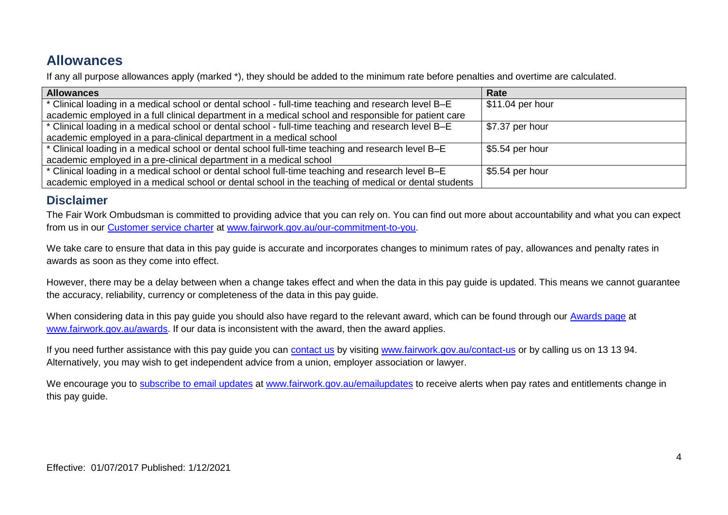## Allowances

If any all purpose allowances apply (marked *), they should be added to the minimum rate before penalties and overtime are calculated.

| Allowances | Rate |
| --- | --- |
| * Clinical loading in a medical school or dental school - full-time teaching and research level B–E academic employed in a full clinical department in a medical school and responsible for patient care | $11.04 per hour |
| * Clinical loading in a medical school or dental school - full-time teaching and research level B–E academic employed in a para-clinical department in a medical school | $7.37 per hour |
| * Clinical loading in a medical school or dental school full-time teaching and research level B–E academic employed in a pre-clinical department in a medical school | $5.54 per hour |
| * Clinical loading in a medical school or dental school full-time teaching and research level B–E academic employed in a medical school or dental school in the teaching of medical or dental students | $5.54 per hour |

## Disclaimer

The Fair Work Ombudsman is committed to providing advice that you can rely on. You can find out more about accountability and what you can expect from us in our Customer service charter at www.fairwork.gov.au/our-commitment-to-you.

We take care to ensure that data in this pay guide is accurate and incorporates changes to minimum rates of pay, allowances and penalty rates in awards as soon as they come into effect.

However, there may be a delay between when a change takes effect and when the data in this pay guide is updated. This means we cannot guarantee the accuracy, reliability, currency or completeness of the data in this pay guide.

When considering data in this pay guide you should also have regard to the relevant award, which can be found through our Awards page at www.fairwork.gov.au/awards. If our data is inconsistent with the award, then the award applies.

If you need further assistance with this pay guide you can contact us by visiting www.fairwork.gov.au/contact-us or by calling us on 13 13 94. Alternatively, you may wish to get independent advice from a union, employer association or lawyer.

We encourage you to subscribe to email updates at www.fairwork.gov.au/emailupdates to receive alerts when pay rates and entitlements change in this pay guide.

Effective: 01/07/2017 Published: 1/12/2021